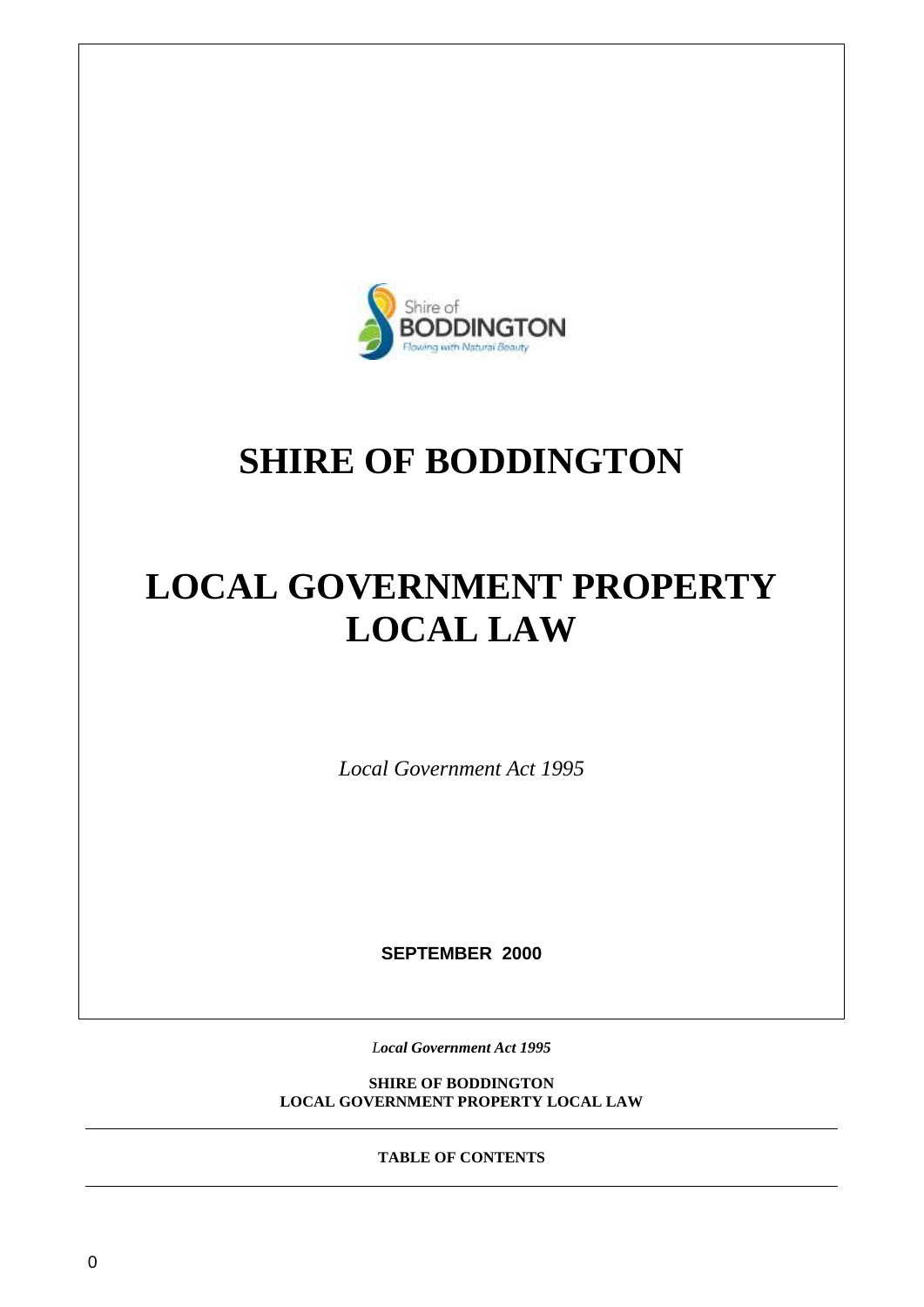# SHIRE OF BODDINGTON

# LOCAL GOVERNMENT PROPERTY LOCAL LAW

*Local Government Act 1995*

**SEPTEMBER 2000**

***Local Government Act 1995***

**SHIRE OF BODDINGTON**
**LOCAL GOVERNMENT PROPERTY LOCAL LAW**

---

**TABLE OF CONTENTS**

---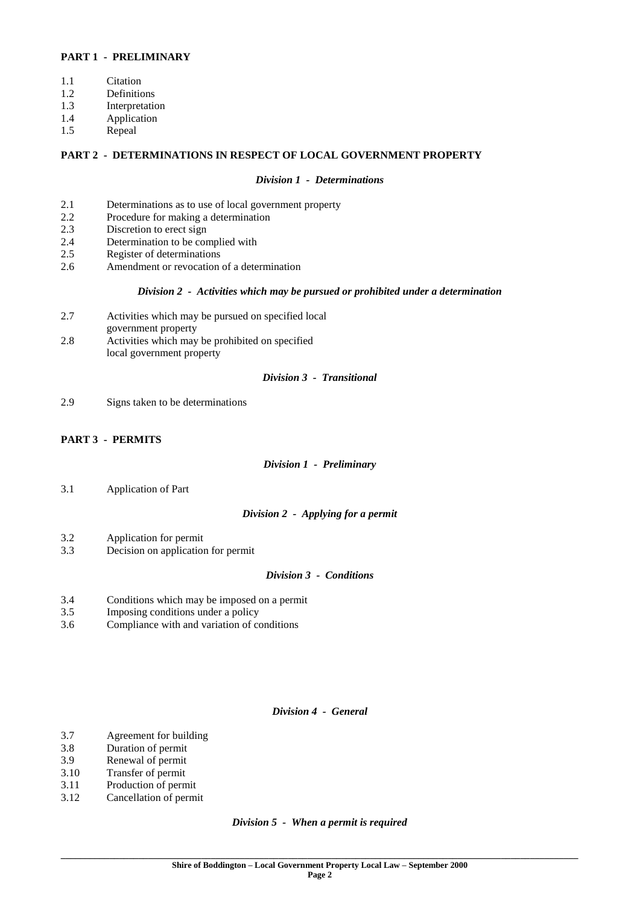**PART 1 - PRELIMINARY**

1.1 Citation
1.2 Definitions
1.3 Interpretation
1.4 Application
1.5 Repeal

**PART 2 - DETERMINATIONS IN RESPECT OF LOCAL GOVERNMENT PROPERTY**

***Division 1 - Determinations***

2.1 Determinations as to use of local government property
2.2 Procedure for making a determination
2.3 Discretion to erect sign
2.4 Determination to be complied with
2.5 Register of determinations
2.6 Amendment or revocation of a determination

***Division 2 - Activities which may be pursued or prohibited under a determination***

2.7 Activities which may be pursued on specified local government property
2.8 Activities which may be prohibited on specified local government property

***Division 3 - Transitional***

2.9 Signs taken to be determinations

**PART 3 - PERMITS**

***Division 1 - Preliminary***

3.1 Application of Part

***Division 2 - Applying for a permit***

3.2 Application for permit
3.3 Decision on application for permit

***Division 3 - Conditions***

3.4 Conditions which may be imposed on a permit
3.5 Imposing conditions under a policy
3.6 Compliance with and variation of conditions

***Division 4 - General***

3.7 Agreement for building
3.8 Duration of permit
3.9 Renewal of permit
3.10 Transfer of permit
3.11 Production of permit
3.12 Cancellation of permit

***Division 5 - When a permit is required***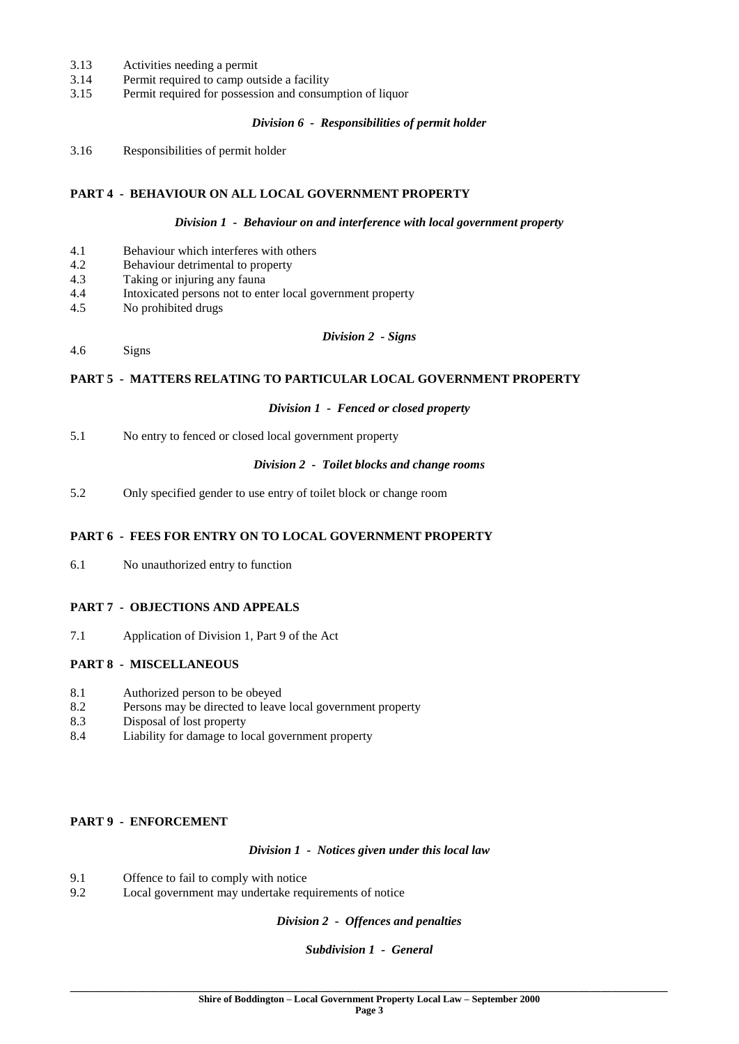3.13 Activities needing a permit
3.14 Permit required to camp outside a facility
3.15 Permit required for possession and consumption of liquor

*Division 6 - Responsibilities of permit holder*

3.16 Responsibilities of permit holder

**PART 4 - BEHAVIOUR ON ALL LOCAL GOVERNMENT PROPERTY**

*Division 1 - Behaviour on and interference with local government property*

4.1 Behaviour which interferes with others
4.2 Behaviour detrimental to property
4.3 Taking or injuring any fauna
4.4 Intoxicated persons not to enter local government property
4.5 No prohibited drugs

*Division 2 - Signs*

4.6 Signs

**PART 5 - MATTERS RELATING TO PARTICULAR LOCAL GOVERNMENT PROPERTY**

*Division 1 - Fenced or closed property*

5.1 No entry to fenced or closed local government property

*Division 2 - Toilet blocks and change rooms*

5.2 Only specified gender to use entry of toilet block or change room

**PART 6 - FEES FOR ENTRY ON TO LOCAL GOVERNMENT PROPERTY**

6.1 No unauthorized entry to function

**PART 7 - OBJECTIONS AND APPEALS**

7.1 Application of Division 1, Part 9 of the Act

**PART 8 - MISCELLANEOUS**

8.1 Authorized person to be obeyed
8.2 Persons may be directed to leave local government property
8.3 Disposal of lost property
8.4 Liability for damage to local government property

**PART 9 - ENFORCEMENT**

*Division 1 - Notices given under this local law*

9.1 Offence to fail to comply with notice
9.2 Local government may undertake requirements of notice

*Division 2 - Offences and penalties*

*Subdivision 1 - General*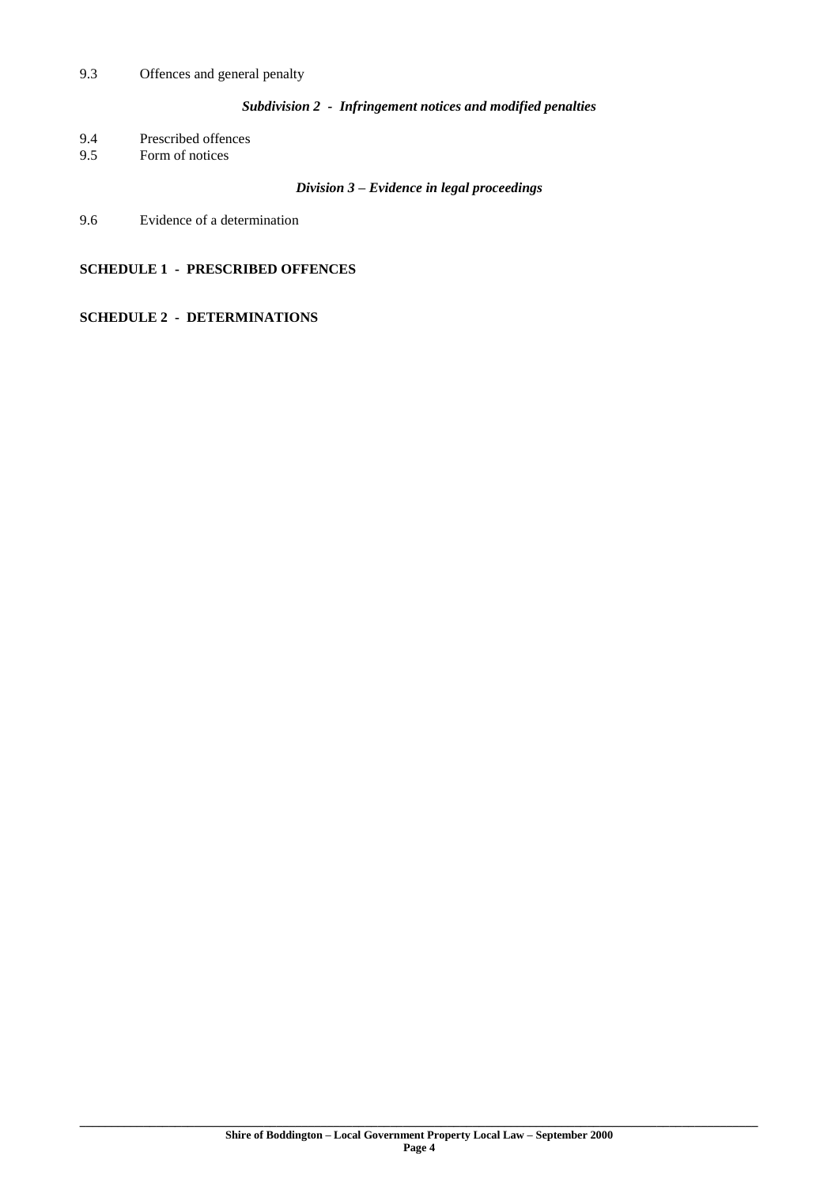9.3 Offences and general penalty

*Subdivision 2 - Infringement notices and modified penalties*

9.4 Prescribed offences
9.5 Form of notices

*Division 3 – Evidence in legal proceedings*

9.6 Evidence of a determination

**SCHEDULE 1 - PRESCRIBED OFFENCES**

**SCHEDULE 2 - DETERMINATIONS**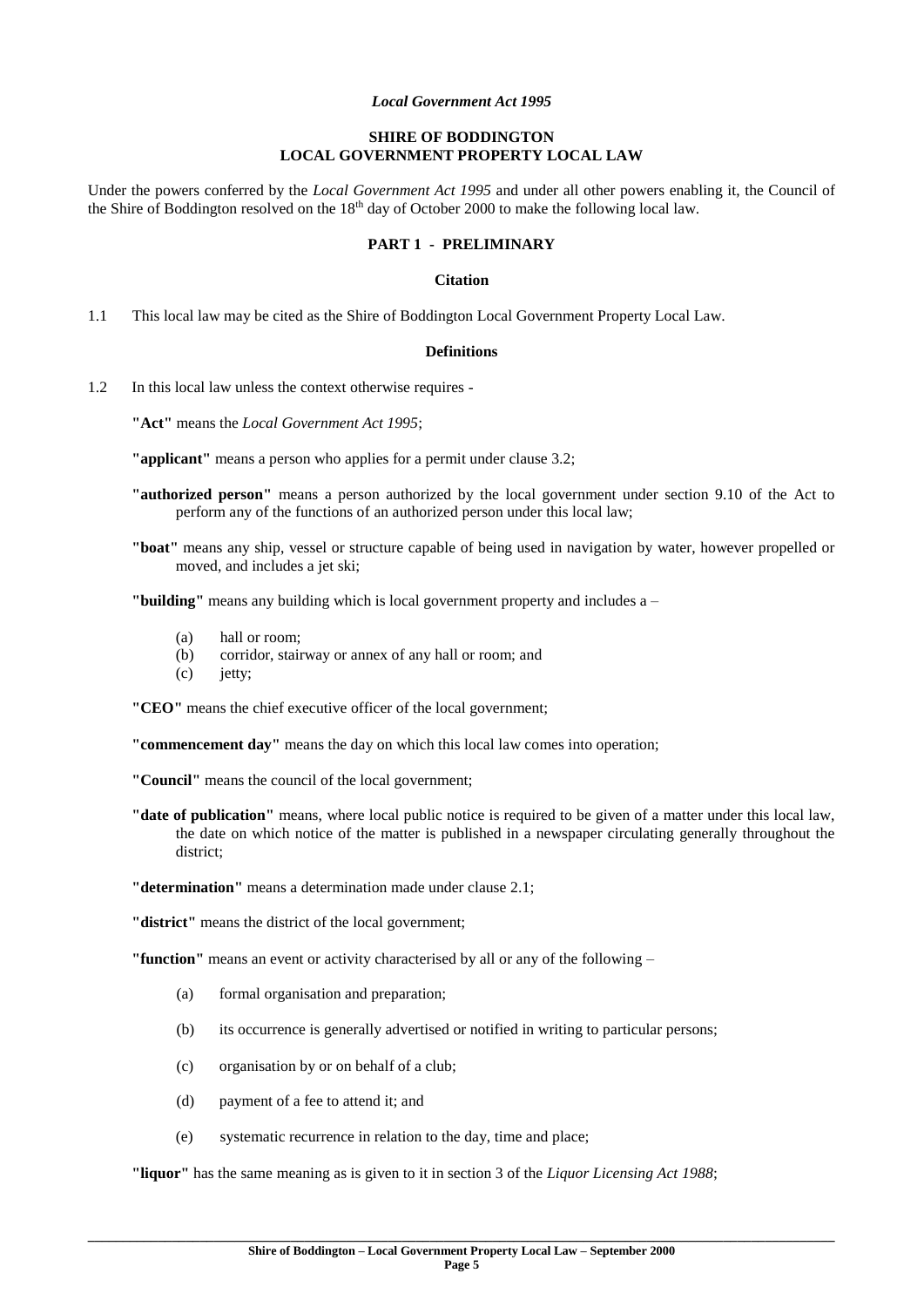*Local Government Act 1995*

**SHIRE OF BODDINGTON**
**LOCAL GOVERNMENT PROPERTY LOCAL LAW**

Under the powers conferred by the *Local Government Act 1995* and under all other powers enabling it, the Council of the Shire of Boddington resolved on the 18th day of October 2000 to make the following local law.

## PART 1 - PRELIMINARY

### Citation

1.1 This local law may be cited as the Shire of Boddington Local Government Property Local Law.

### Definitions

1.2 In this local law unless the context otherwise requires -

**"Act"** means the *Local Government Act 1995*;

**"applicant"** means a person who applies for a permit under clause 3.2;

**"authorized person"** means a person authorized by the local government under section 9.10 of the Act to perform any of the functions of an authorized person under this local law;

**"boat"** means any ship, vessel or structure capable of being used in navigation by water, however propelled or moved, and includes a jet ski;

**"building"** means any building which is local government property and includes a –

(a) hall or room;
(b) corridor, stairway or annex of any hall or room; and
(c) jetty;

**"CEO"** means the chief executive officer of the local government;

**"commencement day"** means the day on which this local law comes into operation;

**"Council"** means the council of the local government;

**"date of publication"** means, where local public notice is required to be given of a matter under this local law, the date on which notice of the matter is published in a newspaper circulating generally throughout the district;

**"determination"** means a determination made under clause 2.1;

**"district"** means the district of the local government;

**"function"** means an event or activity characterised by all or any of the following –

(a) formal organisation and preparation;

(b) its occurrence is generally advertised or notified in writing to particular persons;

(c) organisation by or on behalf of a club;

(d) payment of a fee to attend it; and

(e) systematic recurrence in relation to the day, time and place;

**"liquor"** has the same meaning as is given to it in section 3 of the *Liquor Licensing Act 1988*;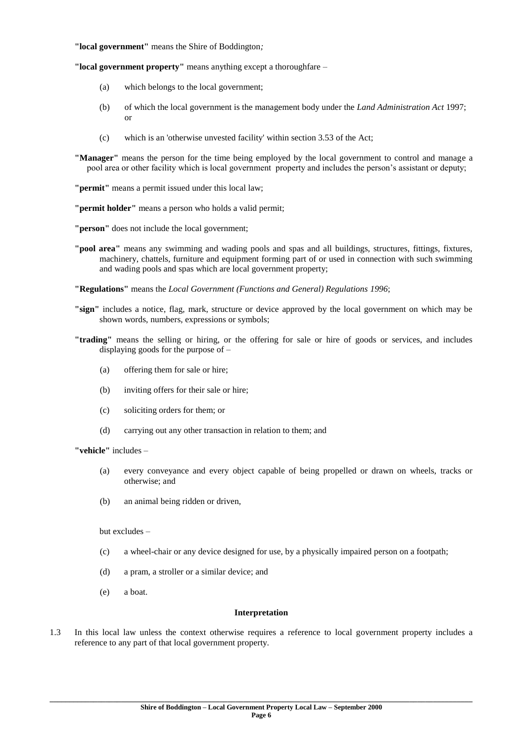**"local government"** means the Shire of Boddington*;*

**"local government property"** means anything except a thoroughfare –

(a) which belongs to the local government;

(b) of which the local government is the management body under the *Land Administration Act* 1997; or

(c) which is an 'otherwise unvested facility' within section 3.53 of the Act;

**"Manager"** means the person for the time being employed by the local government to control and manage a pool area or other facility which is local government property and includes the person's assistant or deputy;

**"permit"** means a permit issued under this local law;

**"permit holder"** means a person who holds a valid permit;

**"person"** does not include the local government;

**"pool area"** means any swimming and wading pools and spas and all buildings, structures, fittings, fixtures, machinery, chattels, furniture and equipment forming part of or used in connection with such swimming and wading pools and spas which are local government property;

**"Regulations"** means the *Local Government (Functions and General) Regulations 1996*;

**"sign"** includes a notice, flag, mark, structure or device approved by the local government on which may be shown words, numbers, expressions or symbols;

**"trading"** means the selling or hiring, or the offering for sale or hire of goods or services, and includes displaying goods for the purpose of –

(a) offering them for sale or hire;

(b) inviting offers for their sale or hire;

(c) soliciting orders for them; or

(d) carrying out any other transaction in relation to them; and

**"vehicle"** includes –

(a) every conveyance and every object capable of being propelled or drawn on wheels, tracks or otherwise; and

(b) an animal being ridden or driven,

but excludes –

(c) a wheel-chair or any device designed for use, by a physically impaired person on a footpath;

(d) a pram, a stroller or a similar device; and

(e) a boat.

#### Interpretation

1.3 In this local law unless the context otherwise requires a reference to local government property includes a reference to any part of that local government property.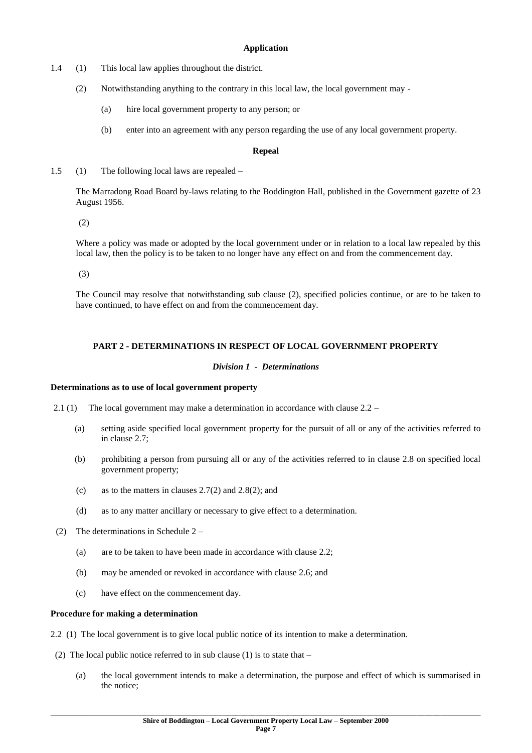**Application**

1.4 (1) This local law applies throughout the district.

(2) Notwithstanding anything to the contrary in this local law, the local government may -

(a) hire local government property to any person; or

(b) enter into an agreement with any person regarding the use of any local government property.

**Repeal**

1.5 (1) The following local laws are repealed –

The Marradong Road Board by-laws relating to the Boddington Hall, published in the Government gazette of 23 August 1956.

(2)

Where a policy was made or adopted by the local government under or in relation to a local law repealed by this local law, then the policy is to be taken to no longer have any effect on and from the commencement day.

(3)

The Council may resolve that notwithstanding sub clause (2), specified policies continue, or are to be taken to have continued, to have effect on and from the commencement day.

## PART 2 - DETERMINATIONS IN RESPECT OF LOCAL GOVERNMENT PROPERTY

### *Division 1 - Determinations*

**Determinations as to use of local government property**

2.1 (1) The local government may make a determination in accordance with clause 2.2 –

(a) setting aside specified local government property for the pursuit of all or any of the activities referred to in clause 2.7;

(b) prohibiting a person from pursuing all or any of the activities referred to in clause 2.8 on specified local government property;

(c) as to the matters in clauses 2.7(2) and 2.8(2); and

(d) as to any matter ancillary or necessary to give effect to a determination.

(2) The determinations in Schedule 2 –

(a) are to be taken to have been made in accordance with clause 2.2;

(b) may be amended or revoked in accordance with clause 2.6; and

(c) have effect on the commencement day.

**Procedure for making a determination**

2.2 (1) The local government is to give local public notice of its intention to make a determination.

(2) The local public notice referred to in sub clause (1) is to state that –

(a) the local government intends to make a determination, the purpose and effect of which is summarised in the notice;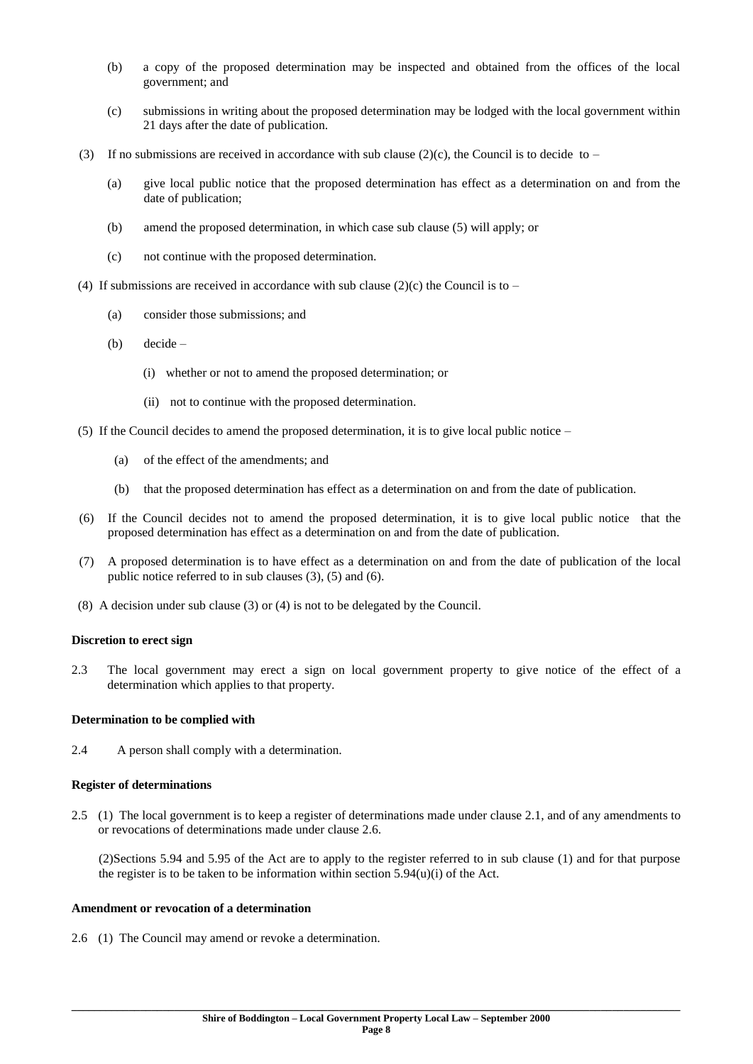(b) a copy of the proposed determination may be inspected and obtained from the offices of the local government; and

(c) submissions in writing about the proposed determination may be lodged with the local government within 21 days after the date of publication.

(3) If no submissions are received in accordance with sub clause (2)(c), the Council is to decide to –

(a) give local public notice that the proposed determination has effect as a determination on and from the date of publication;

(b) amend the proposed determination, in which case sub clause (5) will apply; or

(c) not continue with the proposed determination.

(4) If submissions are received in accordance with sub clause (2)(c) the Council is to –

(a) consider those submissions; and

(b) decide –

(i) whether or not to amend the proposed determination; or

(ii) not to continue with the proposed determination.

(5) If the Council decides to amend the proposed determination, it is to give local public notice –

(a) of the effect of the amendments; and

(b) that the proposed determination has effect as a determination on and from the date of publication.

(6) If the Council decides not to amend the proposed determination, it is to give local public notice that the proposed determination has effect as a determination on and from the date of publication.

(7) A proposed determination is to have effect as a determination on and from the date of publication of the local public notice referred to in sub clauses (3), (5) and (6).

(8) A decision under sub clause (3) or (4) is not to be delegated by the Council.

**Discretion to erect sign**

2.3 The local government may erect a sign on local government property to give notice of the effect of a determination which applies to that property.

**Determination to be complied with**

2.4 A person shall comply with a determination.

**Register of determinations**

2.5 (1) The local government is to keep a register of determinations made under clause 2.1, and of any amendments to or revocations of determinations made under clause 2.6.

(2)Sections 5.94 and 5.95 of the Act are to apply to the register referred to in sub clause (1) and for that purpose the register is to be taken to be information within section 5.94(u)(i) of the Act.

**Amendment or revocation of a determination**

2.6 (1) The Council may amend or revoke a determination.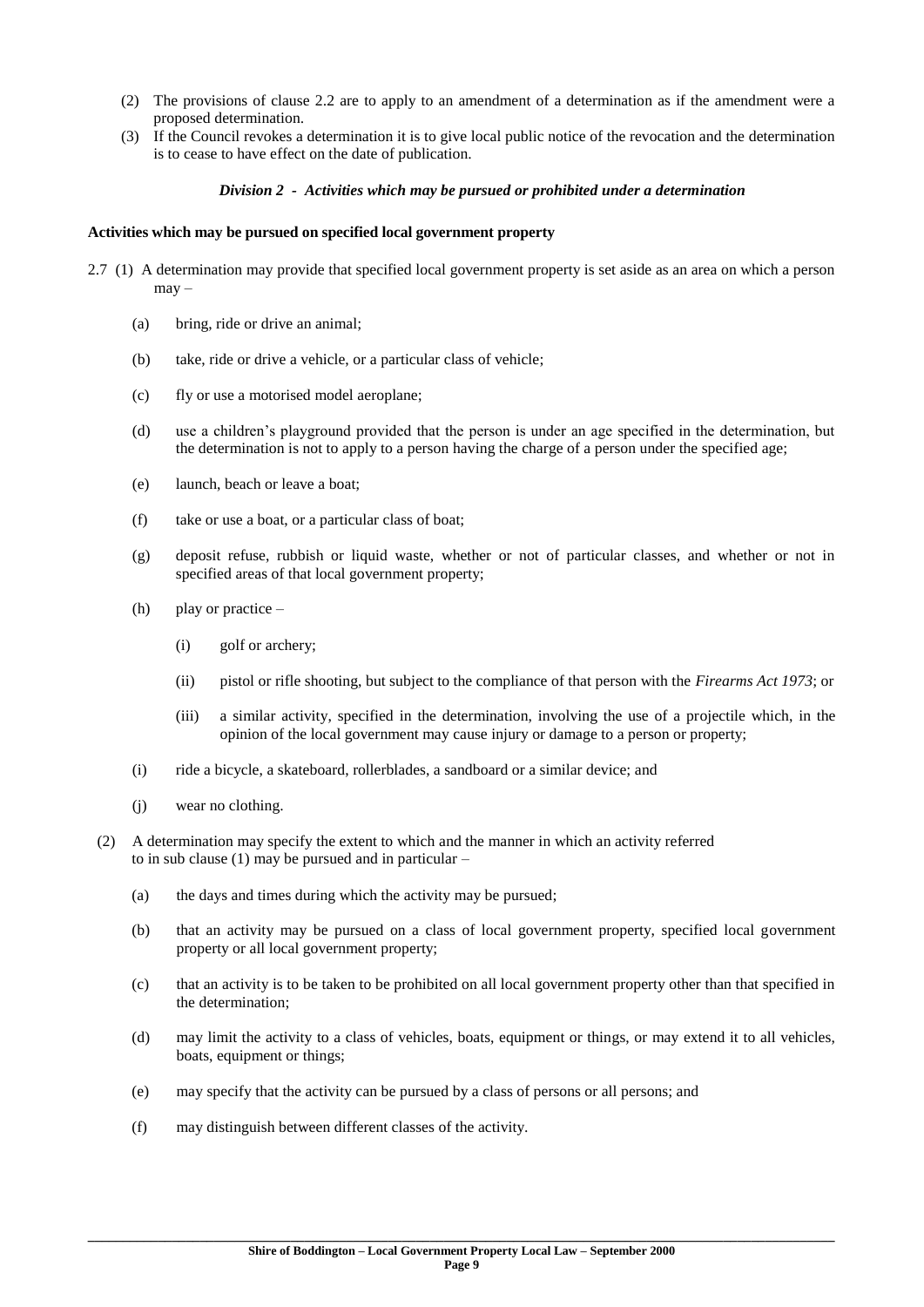(2) The provisions of clause 2.2 are to apply to an amendment of a determination as if the amendment were a proposed determination.

(3) If the Council revokes a determination it is to give local public notice of the revocation and the determination is to cease to have effect on the date of publication.

### *Division 2 - Activities which may be pursued or prohibited under a determination*

**Activities which may be pursued on specified local government property**

2.7 (1) A determination may provide that specified local government property is set aside as an area on which a person may –

(a) bring, ride or drive an animal;

(b) take, ride or drive a vehicle, or a particular class of vehicle;

(c) fly or use a motorised model aeroplane;

(d) use a children's playground provided that the person is under an age specified in the determination, but the determination is not to apply to a person having the charge of a person under the specified age;

(e) launch, beach or leave a boat;

(f) take or use a boat, or a particular class of boat;

(g) deposit refuse, rubbish or liquid waste, whether or not of particular classes, and whether or not in specified areas of that local government property;

(h) play or practice –

(i) golf or archery;

(ii) pistol or rifle shooting, but subject to the compliance of that person with the *Firearms Act 1973*; or

(iii) a similar activity, specified in the determination, involving the use of a projectile which, in the opinion of the local government may cause injury or damage to a person or property;

(i) ride a bicycle, a skateboard, rollerblades, a sandboard or a similar device; and

(j) wear no clothing.

(2) A determination may specify the extent to which and the manner in which an activity referred to in sub clause (1) may be pursued and in particular –

(a) the days and times during which the activity may be pursued;

(b) that an activity may be pursued on a class of local government property, specified local government property or all local government property;

(c) that an activity is to be taken to be prohibited on all local government property other than that specified in the determination;

(d) may limit the activity to a class of vehicles, boats, equipment or things, or may extend it to all vehicles, boats, equipment or things;

(e) may specify that the activity can be pursued by a class of persons or all persons; and

(f) may distinguish between different classes of the activity.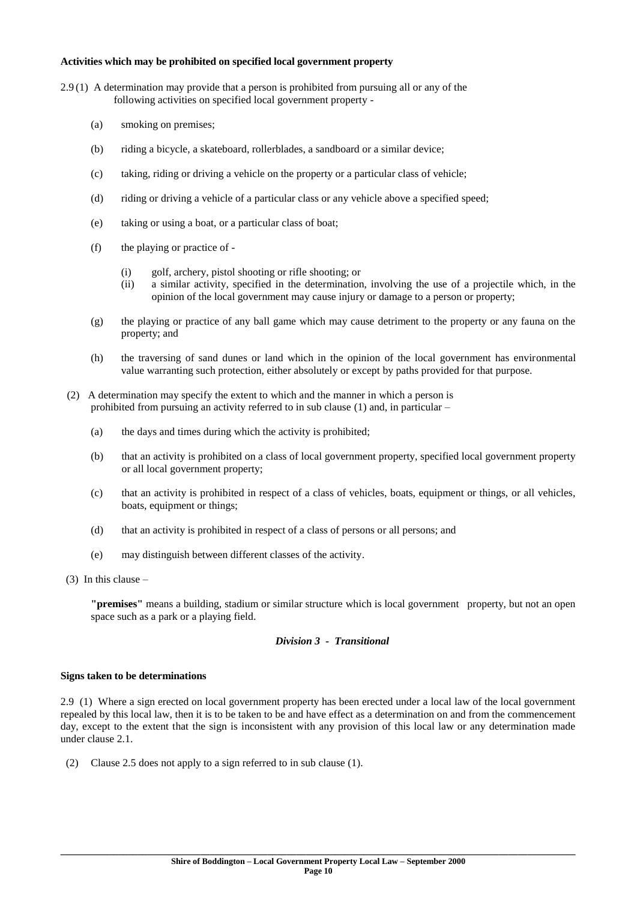**Activities which may be prohibited on specified local government property**

2.9 (1) A determination may provide that a person is prohibited from pursuing all or any of the following activities on specified local government property -

(a) smoking on premises;

(b) riding a bicycle, a skateboard, rollerblades, a sandboard or a similar device;

(c) taking, riding or driving a vehicle on the property or a particular class of vehicle;

(d) riding or driving a vehicle of a particular class or any vehicle above a specified speed;

(e) taking or using a boat, or a particular class of boat;

(f) the playing or practice of -

(i) golf, archery, pistol shooting or rifle shooting; or
(ii) a similar activity, specified in the determination, involving the use of a projectile which, in the opinion of the local government may cause injury or damage to a person or property;

(g) the playing or practice of any ball game which may cause detriment to the property or any fauna on the property; and

(h) the traversing of sand dunes or land which in the opinion of the local government has environmental value warranting such protection, either absolutely or except by paths provided for that purpose.

(2) A determination may specify the extent to which and the manner in which a person is prohibited from pursuing an activity referred to in sub clause (1) and, in particular –

(a) the days and times during which the activity is prohibited;

(b) that an activity is prohibited on a class of local government property, specified local government property or all local government property;

(c) that an activity is prohibited in respect of a class of vehicles, boats, equipment or things, or all vehicles, boats, equipment or things;

(d) that an activity is prohibited in respect of a class of persons or all persons; and

(e) may distinguish between different classes of the activity.

(3) In this clause –

**"premises"** means a building, stadium or similar structure which is local government property, but not an open space such as a park or a playing field.

### *Division 3 - Transitional*

**Signs taken to be determinations**

2.9 (1) Where a sign erected on local government property has been erected under a local law of the local government repealed by this local law, then it is to be taken to be and have effect as a determination on and from the commencement day, except to the extent that the sign is inconsistent with any provision of this local law or any determination made under clause 2.1.

(2) Clause 2.5 does not apply to a sign referred to in sub clause (1).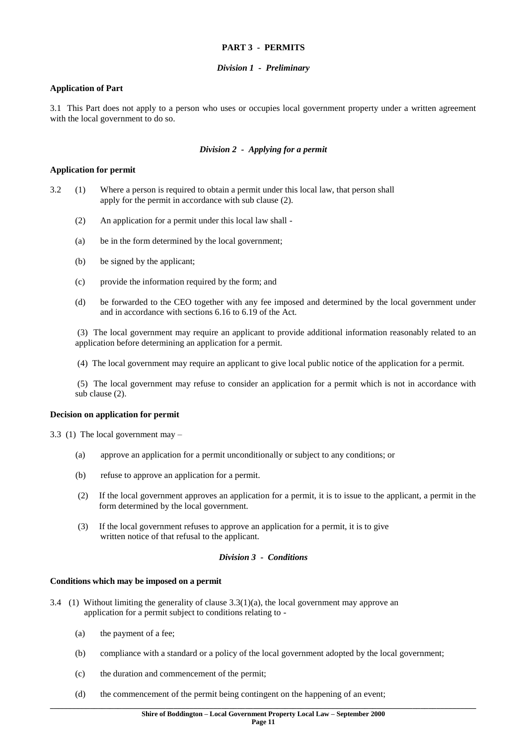**PART 3 - PERMITS**

***Division 1 - Preliminary***

**Application of Part**

3.1 This Part does not apply to a person who uses or occupies local government property under a written agreement with the local government to do so.

***Division 2 - Applying for a permit***

**Application for permit**

3.2 (1) Where a person is required to obtain a permit under this local law, that person shall apply for the permit in accordance with sub clause (2).

(2) An application for a permit under this local law shall -

(a) be in the form determined by the local government;

(b) be signed by the applicant;

(c) provide the information required by the form; and

(d) be forwarded to the CEO together with any fee imposed and determined by the local government under and in accordance with sections 6.16 to 6.19 of the Act.

(3) The local government may require an applicant to provide additional information reasonably related to an application before determining an application for a permit.

(4) The local government may require an applicant to give local public notice of the application for a permit.

(5) The local government may refuse to consider an application for a permit which is not in accordance with sub clause (2).

**Decision on application for permit**

3.3 (1) The local government may –

(a) approve an application for a permit unconditionally or subject to any conditions; or

(b) refuse to approve an application for a permit.

(2) If the local government approves an application for a permit, it is to issue to the applicant, a permit in the form determined by the local government.

(3) If the local government refuses to approve an application for a permit, it is to give written notice of that refusal to the applicant.

***Division 3 - Conditions***

**Conditions which may be imposed on a permit**

3.4 (1) Without limiting the generality of clause 3.3(1)(a), the local government may approve an application for a permit subject to conditions relating to -

(a) the payment of a fee;

(b) compliance with a standard or a policy of the local government adopted by the local government;

(c) the duration and commencement of the permit;

(d) the commencement of the permit being contingent on the happening of an event;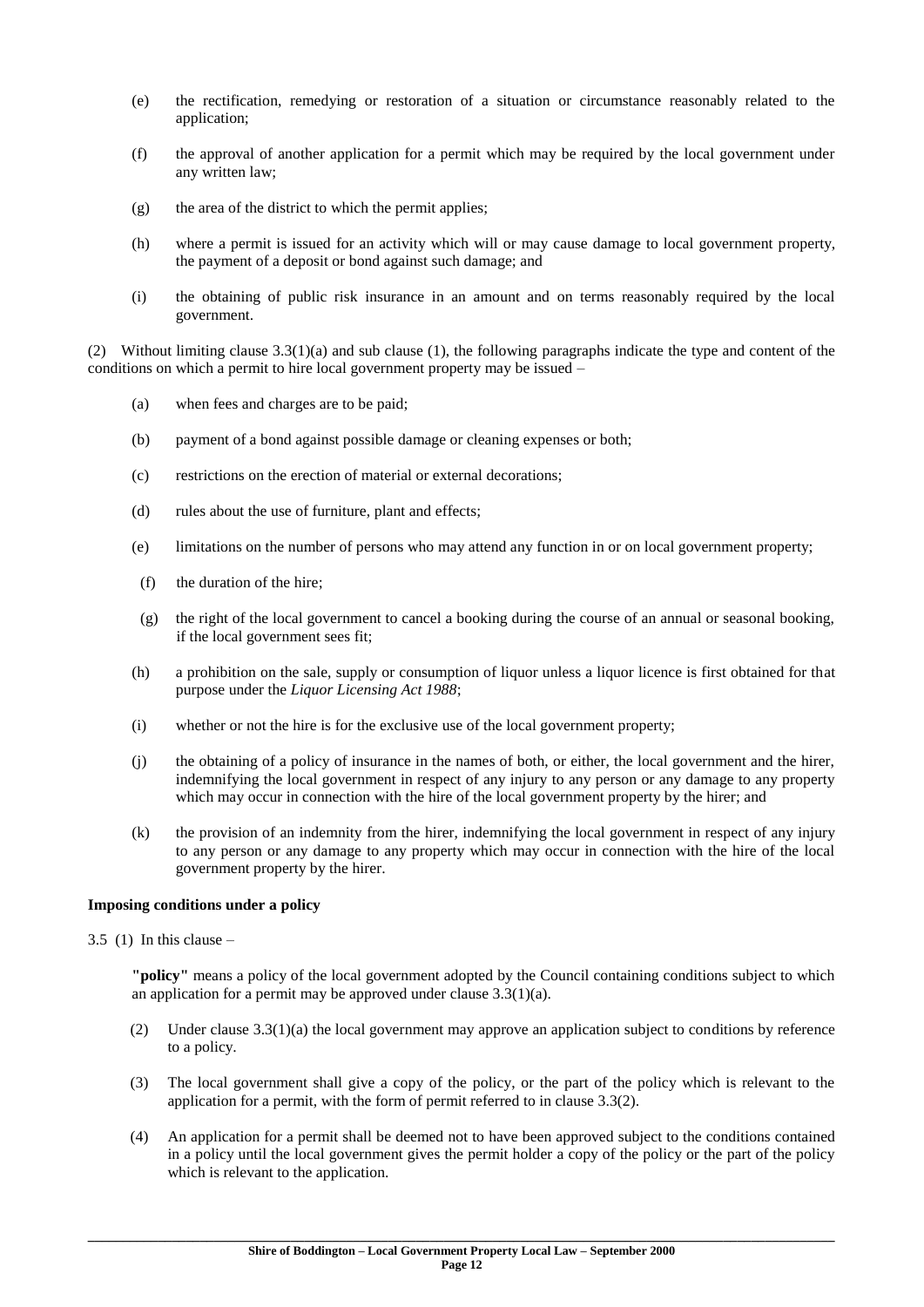(e) the rectification, remedying or restoration of a situation or circumstance reasonably related to the application;

(f) the approval of another application for a permit which may be required by the local government under any written law;

(g) the area of the district to which the permit applies;

(h) where a permit is issued for an activity which will or may cause damage to local government property, the payment of a deposit or bond against such damage; and

(i) the obtaining of public risk insurance in an amount and on terms reasonably required by the local government.

(2) Without limiting clause 3.3(1)(a) and sub clause (1), the following paragraphs indicate the type and content of the conditions on which a permit to hire local government property may be issued –

(a) when fees and charges are to be paid;

(b) payment of a bond against possible damage or cleaning expenses or both;

(c) restrictions on the erection of material or external decorations;

(d) rules about the use of furniture, plant and effects;

(e) limitations on the number of persons who may attend any function in or on local government property;

(f) the duration of the hire;

(g) the right of the local government to cancel a booking during the course of an annual or seasonal booking, if the local government sees fit;

(h) a prohibition on the sale, supply or consumption of liquor unless a liquor licence is first obtained for that purpose under the *Liquor Licensing Act 1988*;

(i) whether or not the hire is for the exclusive use of the local government property;

(j) the obtaining of a policy of insurance in the names of both, or either, the local government and the hirer, indemnifying the local government in respect of any injury to any person or any damage to any property which may occur in connection with the hire of the local government property by the hirer; and

(k) the provision of an indemnity from the hirer, indemnifying the local government in respect of any injury to any person or any damage to any property which may occur in connection with the hire of the local government property by the hirer.

**Imposing conditions under a policy**

3.5 (1) In this clause –

**"policy"** means a policy of the local government adopted by the Council containing conditions subject to which an application for a permit may be approved under clause 3.3(1)(a).

(2) Under clause 3.3(1)(a) the local government may approve an application subject to conditions by reference to a policy.

(3) The local government shall give a copy of the policy, or the part of the policy which is relevant to the application for a permit, with the form of permit referred to in clause 3.3(2).

(4) An application for a permit shall be deemed not to have been approved subject to the conditions contained in a policy until the local government gives the permit holder a copy of the policy or the part of the policy which is relevant to the application.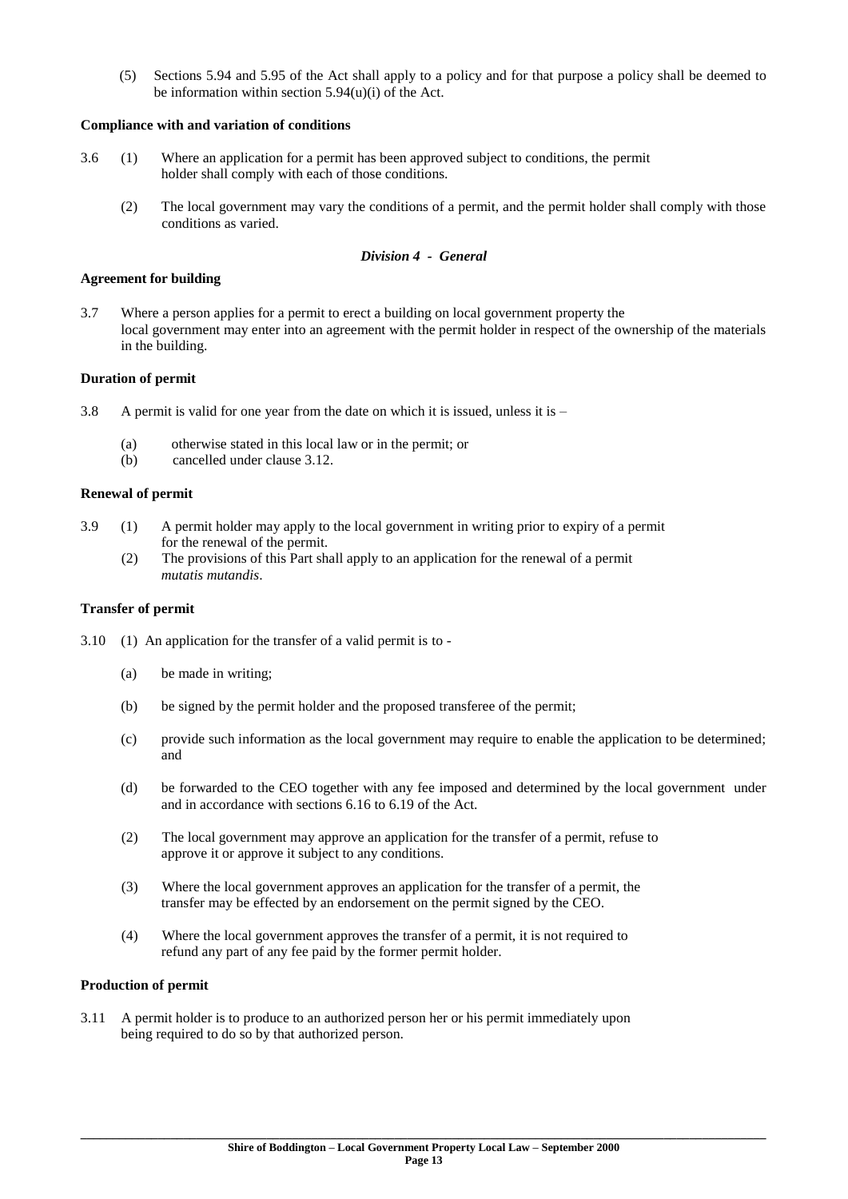(5) Sections 5.94 and 5.95 of the Act shall apply to a policy and for that purpose a policy shall be deemed to be information within section 5.94(u)(i) of the Act.

**Compliance with and variation of conditions**

3.6 (1) Where an application for a permit has been approved subject to conditions, the permit holder shall comply with each of those conditions.

(2) The local government may vary the conditions of a permit, and the permit holder shall comply with those conditions as varied.

### *Division 4 - General*

**Agreement for building**

3.7 Where a person applies for a permit to erect a building on local government property the local government may enter into an agreement with the permit holder in respect of the ownership of the materials in the building.

**Duration of permit**

3.8 A permit is valid for one year from the date on which it is issued, unless it is –

(a) otherwise stated in this local law or in the permit; or
(b) cancelled under clause 3.12.

**Renewal of permit**

3.9 (1) A permit holder may apply to the local government in writing prior to expiry of a permit for the renewal of the permit.

(2) The provisions of this Part shall apply to an application for the renewal of a permit *mutatis mutandis*.

**Transfer of permit**

3.10 (1) An application for the transfer of a valid permit is to -

(a) be made in writing;

(b) be signed by the permit holder and the proposed transferee of the permit;

(c) provide such information as the local government may require to enable the application to be determined; and

(d) be forwarded to the CEO together with any fee imposed and determined by the local government under and in accordance with sections 6.16 to 6.19 of the Act.

(2) The local government may approve an application for the transfer of a permit, refuse to approve it or approve it subject to any conditions.

(3) Where the local government approves an application for the transfer of a permit, the transfer may be effected by an endorsement on the permit signed by the CEO.

(4) Where the local government approves the transfer of a permit, it is not required to refund any part of any fee paid by the former permit holder.

**Production of permit**

3.11 A permit holder is to produce to an authorized person her or his permit immediately upon being required to do so by that authorized person.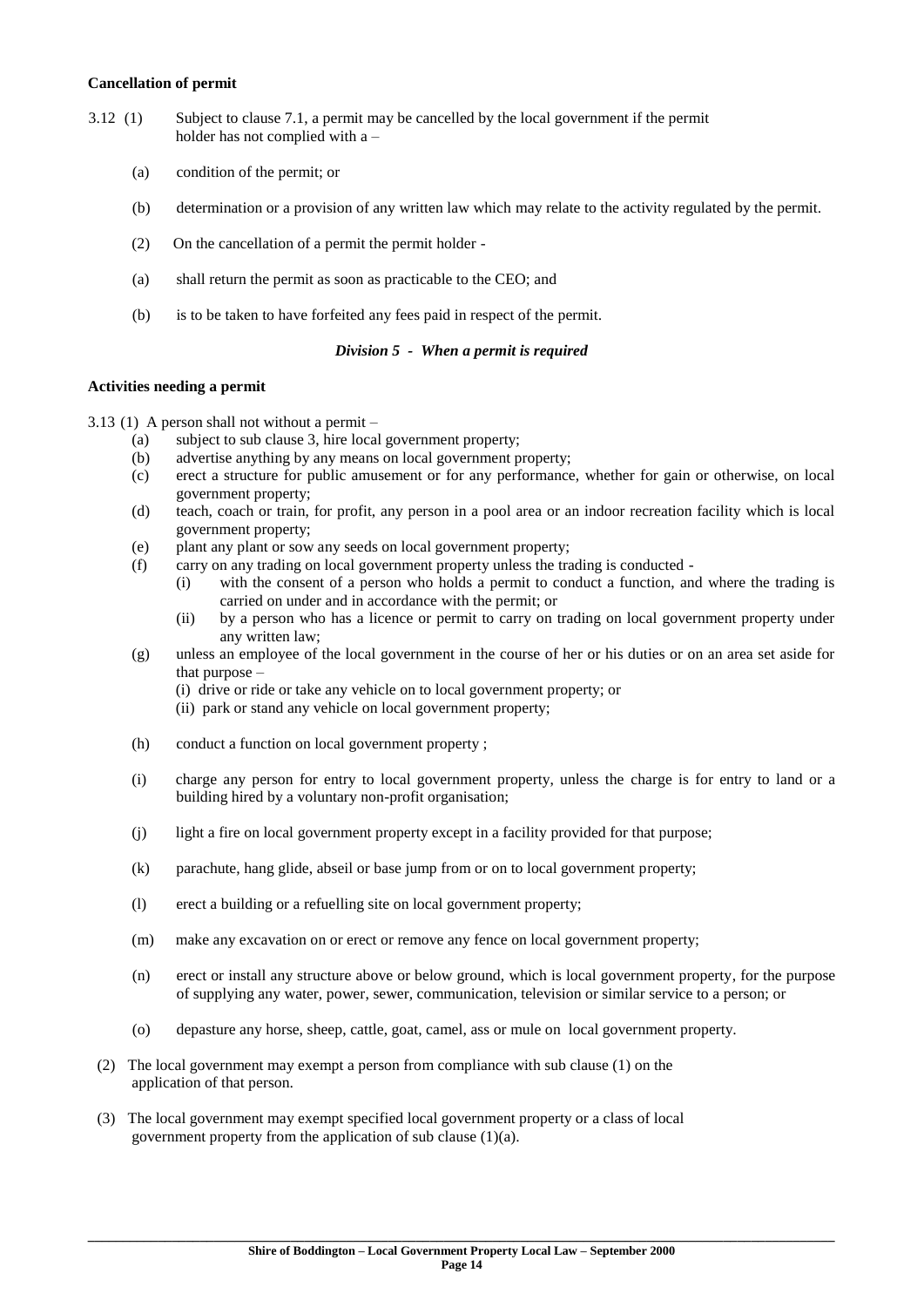**Cancellation of permit**

3.12 (1) Subject to clause 7.1, a permit may be cancelled by the local government if the permit holder has not complied with a –

(a) condition of the permit; or

(b) determination or a provision of any written law which may relate to the activity regulated by the permit.

(2) On the cancellation of a permit the permit holder -

(a) shall return the permit as soon as practicable to the CEO; and

(b) is to be taken to have forfeited any fees paid in respect of the permit.

***Division 5 - When a permit is required***

**Activities needing a permit**

3.13 (1) A person shall not without a permit –

(a) subject to sub clause 3, hire local government property;

(b) advertise anything by any means on local government property;

(c) erect a structure for public amusement or for any performance, whether for gain or otherwise, on local government property;

(d) teach, coach or train, for profit, any person in a pool area or an indoor recreation facility which is local government property;

(e) plant any plant or sow any seeds on local government property;

(f) carry on any trading on local government property unless the trading is conducted -

(i) with the consent of a person who holds a permit to conduct a function, and where the trading is carried on under and in accordance with the permit; or

(ii) by a person who has a licence or permit to carry on trading on local government property under any written law;

(g) unless an employee of the local government in the course of her or his duties or on an area set aside for that purpose –

(i) drive or ride or take any vehicle on to local government property; or

(ii) park or stand any vehicle on local government property;

(h) conduct a function on local government property ;

(i) charge any person for entry to local government property, unless the charge is for entry to land or a building hired by a voluntary non-profit organisation;

(j) light a fire on local government property except in a facility provided for that purpose;

(k) parachute, hang glide, abseil or base jump from or on to local government property;

(l) erect a building or a refuelling site on local government property;

(m) make any excavation on or erect or remove any fence on local government property;

(n) erect or install any structure above or below ground, which is local government property, for the purpose of supplying any water, power, sewer, communication, television or similar service to a person; or

(o) depasture any horse, sheep, cattle, goat, camel, ass or mule on local government property.

(2) The local government may exempt a person from compliance with sub clause (1) on the application of that person.

(3) The local government may exempt specified local government property or a class of local government property from the application of sub clause (1)(a).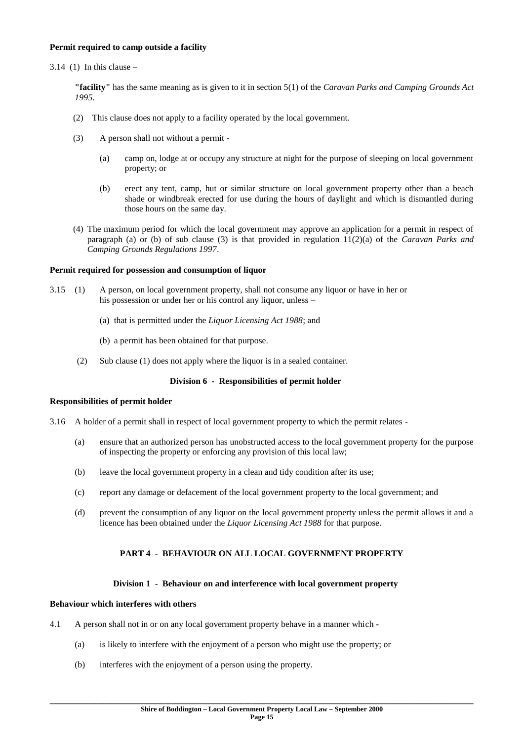**Permit required to camp outside a facility**

3.14 (1) In this clause –

**"facility"** has the same meaning as is given to it in section 5(1) of the *Caravan Parks and Camping Grounds Act 1995*.

(2) This clause does not apply to a facility operated by the local government.

(3) A person shall not without a permit -

(a) camp on, lodge at or occupy any structure at night for the purpose of sleeping on local government property; or

(b) erect any tent, camp, hut or similar structure on local government property other than a beach shade or windbreak erected for use during the hours of daylight and which is dismantled during those hours on the same day.

(4) The maximum period for which the local government may approve an application for a permit in respect of paragraph (a) or (b) of sub clause (3) is that provided in regulation 11(2)(a) of the *Caravan Parks and Camping Grounds Regulations 1997*.

**Permit required for possession and consumption of liquor**

3.15 (1) A person, on local government property, shall not consume any liquor or have in her or his possession or under her or his control any liquor, unless –

(a) that is permitted under the *Liquor Licensing Act 1988*; and

(b) a permit has been obtained for that purpose.

(2) Sub clause (1) does not apply where the liquor is in a sealed container.

**Division 6 - Responsibilities of permit holder**

**Responsibilities of permit holder**

3.16 A holder of a permit shall in respect of local government property to which the permit relates -

(a) ensure that an authorized person has unobstructed access to the local government property for the purpose of inspecting the property or enforcing any provision of this local law;

(b) leave the local government property in a clean and tidy condition after its use;

(c) report any damage or defacement of the local government property to the local government; and

(d) prevent the consumption of any liquor on the local government property unless the permit allows it and a licence has been obtained under the *Liquor Licensing Act 1988* for that purpose.

## PART 4 - BEHAVIOUR ON ALL LOCAL GOVERNMENT PROPERTY

**Division 1 - Behaviour on and interference with local government property**

**Behaviour which interferes with others**

4.1 A person shall not in or on any local government property behave in a manner which -

(a) is likely to interfere with the enjoyment of a person who might use the property; or

(b) interferes with the enjoyment of a person using the property.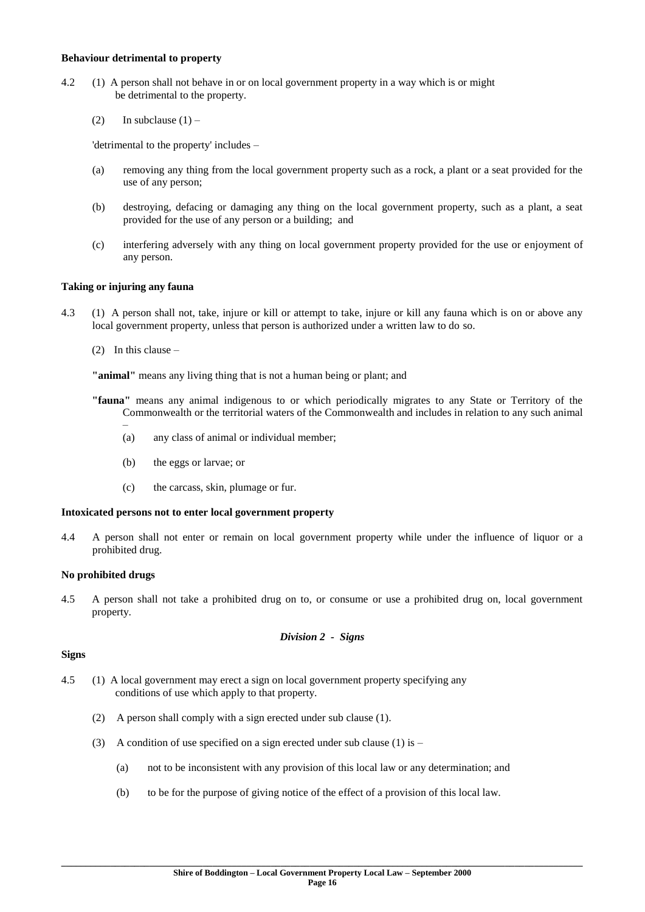**Behaviour detrimental to property**

4.2 (1) A person shall not behave in or on local government property in a way which is or might be detrimental to the property.

(2) In subclause (1) –

'detrimental to the property' includes –

(a) removing any thing from the local government property such as a rock, a plant or a seat provided for the use of any person;

(b) destroying, defacing or damaging any thing on the local government property, such as a plant, a seat provided for the use of any person or a building; and

(c) interfering adversely with any thing on local government property provided for the use or enjoyment of any person.

**Taking or injuring any fauna**

4.3 (1) A person shall not, take, injure or kill or attempt to take, injure or kill any fauna which is on or above any local government property, unless that person is authorized under a written law to do so.

(2) In this clause –

**"animal"** means any living thing that is not a human being or plant; and

**"fauna"** means any animal indigenous to or which periodically migrates to any State or Territory of the Commonwealth or the territorial waters of the Commonwealth and includes in relation to any such animal –

(a) any class of animal or individual member;

(b) the eggs or larvae; or

(c) the carcass, skin, plumage or fur.

**Intoxicated persons not to enter local government property**

4.4 A person shall not enter or remain on local government property while under the influence of liquor or a prohibited drug.

**No prohibited drugs**

4.5 A person shall not take a prohibited drug on to, or consume or use a prohibited drug on, local government property.

*Division 2 - Signs*

**Signs**

4.5 (1) A local government may erect a sign on local government property specifying any conditions of use which apply to that property.

(2) A person shall comply with a sign erected under sub clause (1).

(3) A condition of use specified on a sign erected under sub clause (1) is –

(a) not to be inconsistent with any provision of this local law or any determination; and

(b) to be for the purpose of giving notice of the effect of a provision of this local law.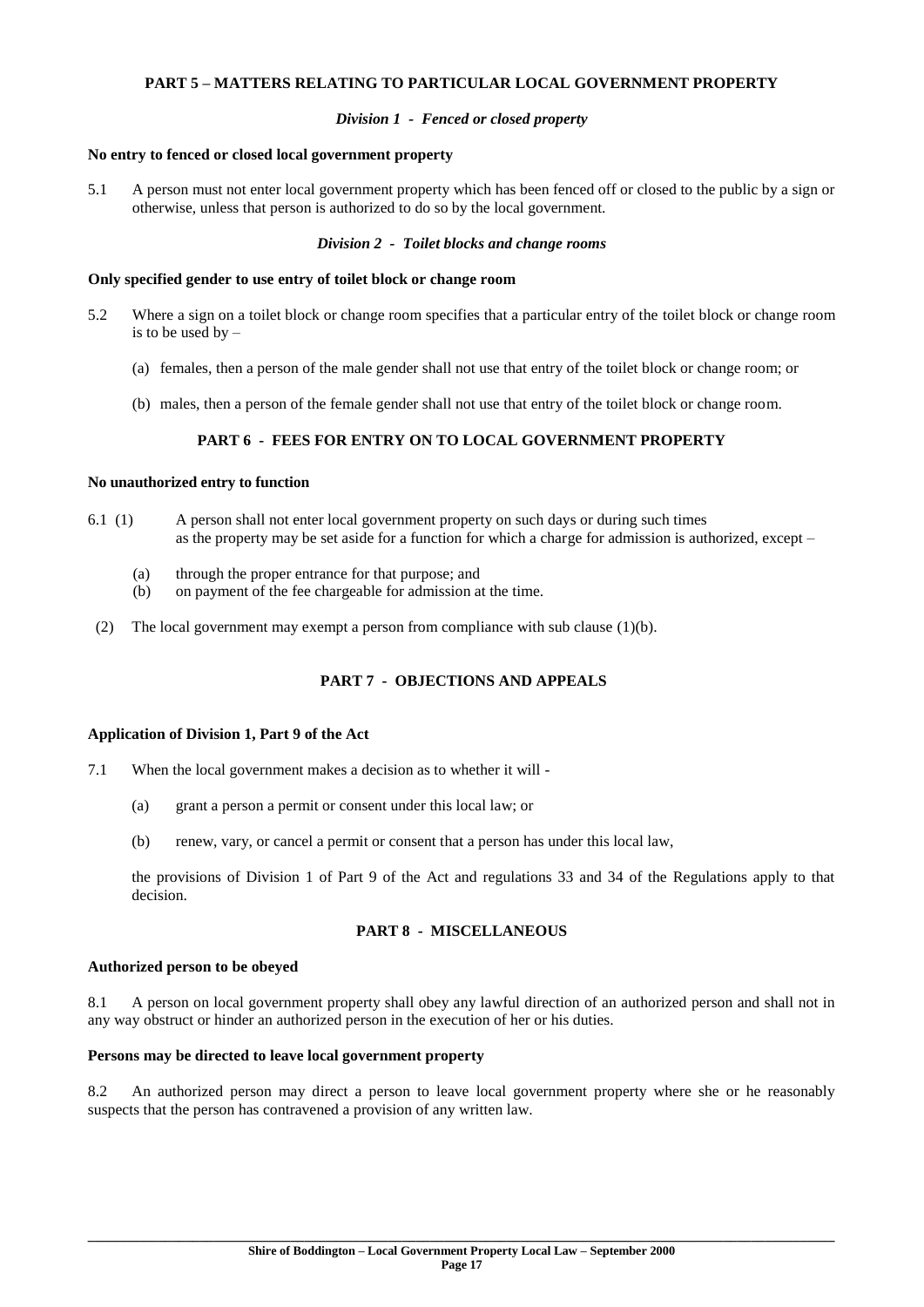## PART 5 – MATTERS RELATING TO PARTICULAR LOCAL GOVERNMENT PROPERTY

### *Division 1 - Fenced or closed property*

**No entry to fenced or closed local government property**

5.1 A person must not enter local government property which has been fenced off or closed to the public by a sign or otherwise, unless that person is authorized to do so by the local government.

### *Division 2 - Toilet blocks and change rooms*

**Only specified gender to use entry of toilet block or change room**

5.2 Where a sign on a toilet block or change room specifies that a particular entry of the toilet block or change room is to be used by –

(a) females, then a person of the male gender shall not use that entry of the toilet block or change room; or

(b) males, then a person of the female gender shall not use that entry of the toilet block or change room.

## PART 6 - FEES FOR ENTRY ON TO LOCAL GOVERNMENT PROPERTY

**No unauthorized entry to function**

6.1 (1) A person shall not enter local government property on such days or during such times as the property may be set aside for a function for which a charge for admission is authorized, except –

(a) through the proper entrance for that purpose; and
(b) on payment of the fee chargeable for admission at the time.

(2) The local government may exempt a person from compliance with sub clause (1)(b).

## PART 7 - OBJECTIONS AND APPEALS

**Application of Division 1, Part 9 of the Act**

7.1 When the local government makes a decision as to whether it will -

(a) grant a person a permit or consent under this local law; or

(b) renew, vary, or cancel a permit or consent that a person has under this local law,

the provisions of Division 1 of Part 9 of the Act and regulations 33 and 34 of the Regulations apply to that decision.

## PART 8 - MISCELLANEOUS

**Authorized person to be obeyed**

8.1 A person on local government property shall obey any lawful direction of an authorized person and shall not in any way obstruct or hinder an authorized person in the execution of her or his duties.

**Persons may be directed to leave local government property**

8.2 An authorized person may direct a person to leave local government property where she or he reasonably suspects that the person has contravened a provision of any written law.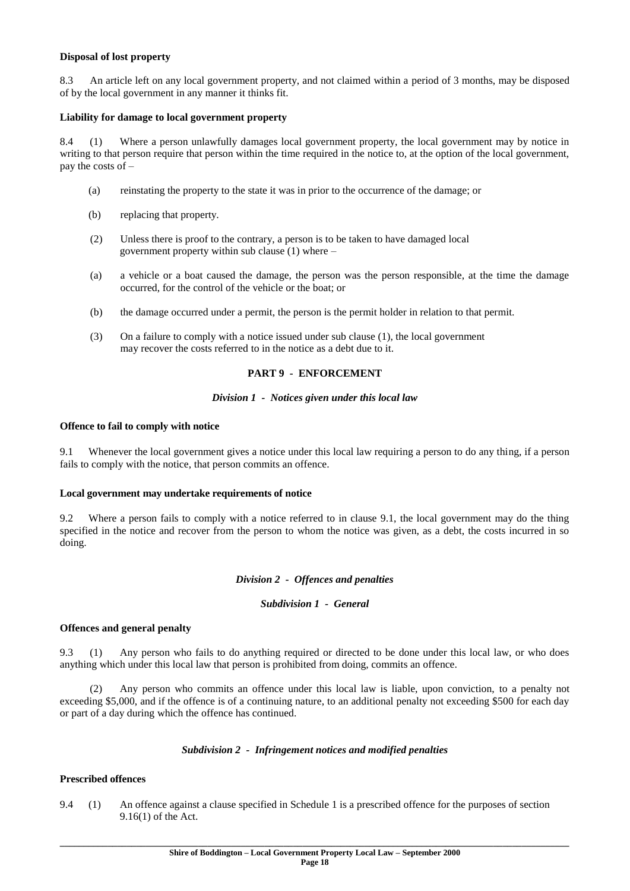**Disposal of lost property**

8.3 An article left on any local government property, and not claimed within a period of 3 months, may be disposed of by the local government in any manner it thinks fit.

**Liability for damage to local government property**

8.4 (1) Where a person unlawfully damages local government property, the local government may by notice in writing to that person require that person within the time required in the notice to, at the option of the local government, pay the costs of –

(a) reinstating the property to the state it was in prior to the occurrence of the damage; or

(b) replacing that property.

(2) Unless there is proof to the contrary, a person is to be taken to have damaged local government property within sub clause (1) where –

(a) a vehicle or a boat caused the damage, the person was the person responsible, at the time the damage occurred, for the control of the vehicle or the boat; or

(b) the damage occurred under a permit, the person is the permit holder in relation to that permit.

(3) On a failure to comply with a notice issued under sub clause (1), the local government may recover the costs referred to in the notice as a debt due to it.

## PART 9 - ENFORCEMENT

### *Division 1 - Notices given under this local law*

**Offence to fail to comply with notice**

9.1 Whenever the local government gives a notice under this local law requiring a person to do any thing, if a person fails to comply with the notice, that person commits an offence.

**Local government may undertake requirements of notice**

9.2 Where a person fails to comply with a notice referred to in clause 9.1, the local government may do the thing specified in the notice and recover from the person to whom the notice was given, as a debt, the costs incurred in so doing.

### *Division 2 - Offences and penalties*

#### *Subdivision 1 - General*

**Offences and general penalty**

9.3 (1) Any person who fails to do anything required or directed to be done under this local law, or who does anything which under this local law that person is prohibited from doing, commits an offence.

(2) Any person who commits an offence under this local law is liable, upon conviction, to a penalty not exceeding $5,000, and if the offence is of a continuing nature, to an additional penalty not exceeding $500 for each day or part of a day during which the offence has continued.

#### *Subdivision 2 - Infringement notices and modified penalties*

**Prescribed offences**

9.4 (1) An offence against a clause specified in Schedule 1 is a prescribed offence for the purposes of section 9.16(1) of the Act.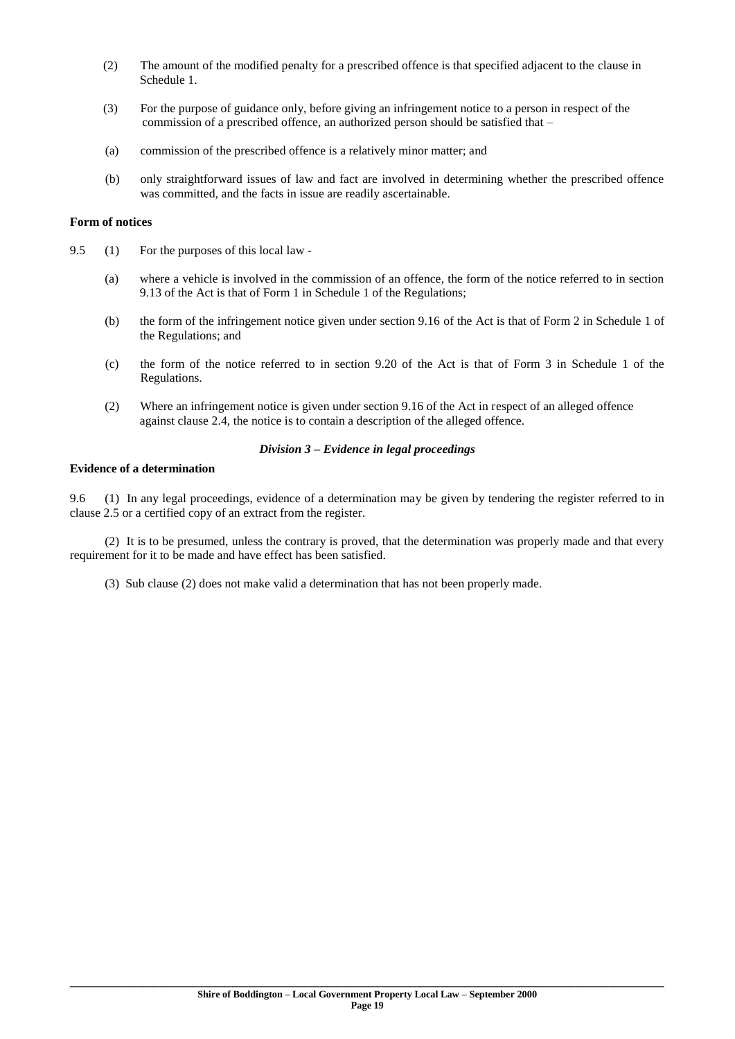(2) The amount of the modified penalty for a prescribed offence is that specified adjacent to the clause in Schedule 1.

(3) For the purpose of guidance only, before giving an infringement notice to a person in respect of the commission of a prescribed offence, an authorized person should be satisfied that –

(a) commission of the prescribed offence is a relatively minor matter; and

(b) only straightforward issues of law and fact are involved in determining whether the prescribed offence was committed, and the facts in issue are readily ascertainable.

**Form of notices**

9.5 (1) For the purposes of this local law -

(a) where a vehicle is involved in the commission of an offence, the form of the notice referred to in section 9.13 of the Act is that of Form 1 in Schedule 1 of the Regulations;

(b) the form of the infringement notice given under section 9.16 of the Act is that of Form 2 in Schedule 1 of the Regulations; and

(c) the form of the notice referred to in section 9.20 of the Act is that of Form 3 in Schedule 1 of the Regulations.

(2) Where an infringement notice is given under section 9.16 of the Act in respect of an alleged offence against clause 2.4, the notice is to contain a description of the alleged offence.

***Division 3 – Evidence in legal proceedings***

**Evidence of a determination**

9.6 (1) In any legal proceedings, evidence of a determination may be given by tendering the register referred to in clause 2.5 or a certified copy of an extract from the register.

(2) It is to be presumed, unless the contrary is proved, that the determination was properly made and that every requirement for it to be made and have effect has been satisfied.

(3) Sub clause (2) does not make valid a determination that has not been properly made.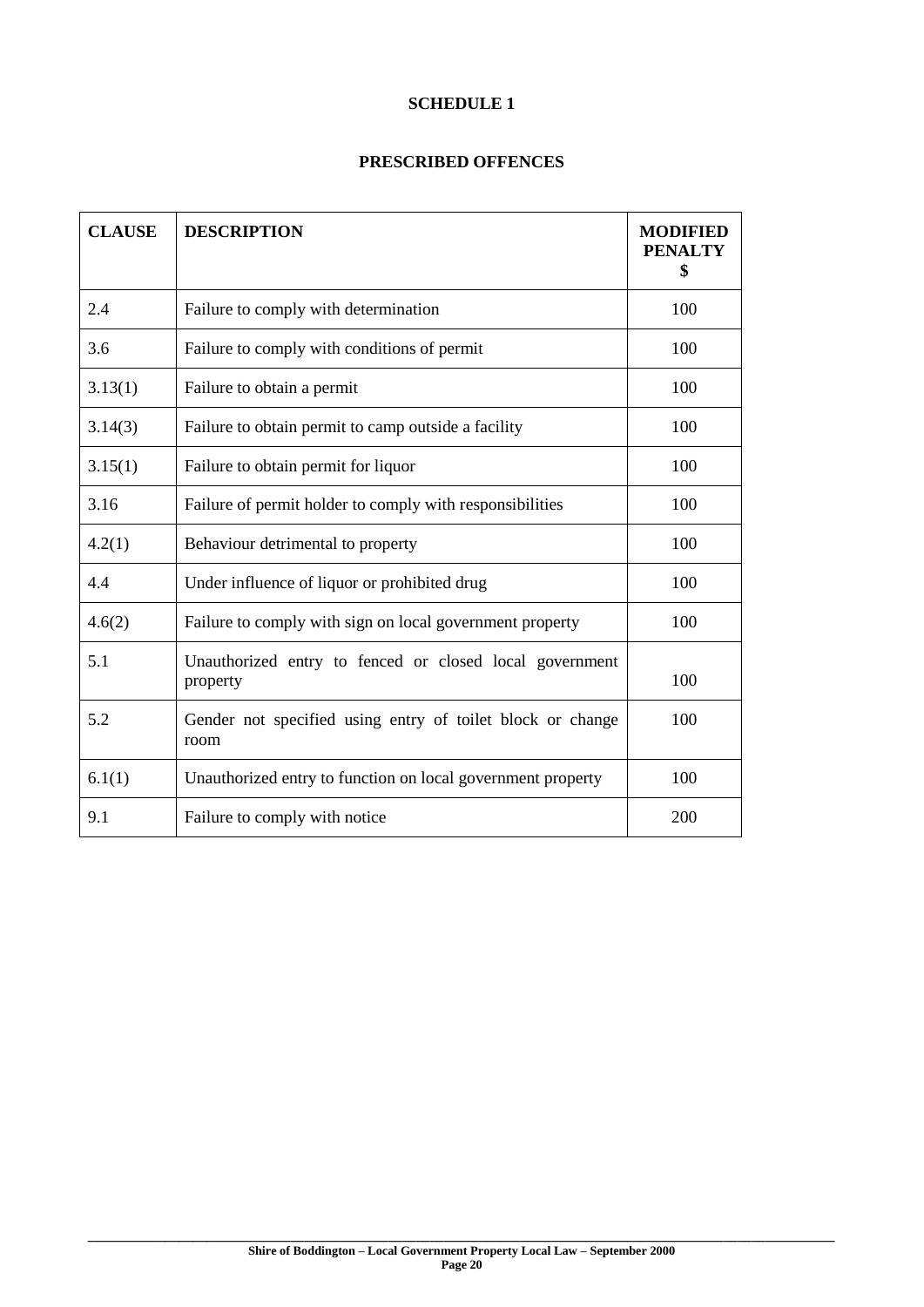## SCHEDULE 1

## PRESCRIBED OFFENCES

| CLAUSE | DESCRIPTION | MODIFIED PENALTY $ |
|---|---|---|
| 2.4 | Failure to comply with determination | 100 |
| 3.6 | Failure to comply with conditions of permit | 100 |
| 3.13(1) | Failure to obtain a permit | 100 |
| 3.14(3) | Failure to obtain permit to camp outside a facility | 100 |
| 3.15(1) | Failure to obtain permit for liquor | 100 |
| 3.16 | Failure of permit holder to comply with responsibilities | 100 |
| 4.2(1) | Behaviour detrimental to property | 100 |
| 4.4 | Under influence of liquor or prohibited drug | 100 |
| 4.6(2) | Failure to comply with sign on local government property | 100 |
| 5.1 | Unauthorized entry to fenced or closed local government property | 100 |
| 5.2 | Gender not specified using entry of toilet block or change room | 100 |
| 6.1(1) | Unauthorized entry to function on local government property | 100 |
| 9.1 | Failure to comply with notice | 200 |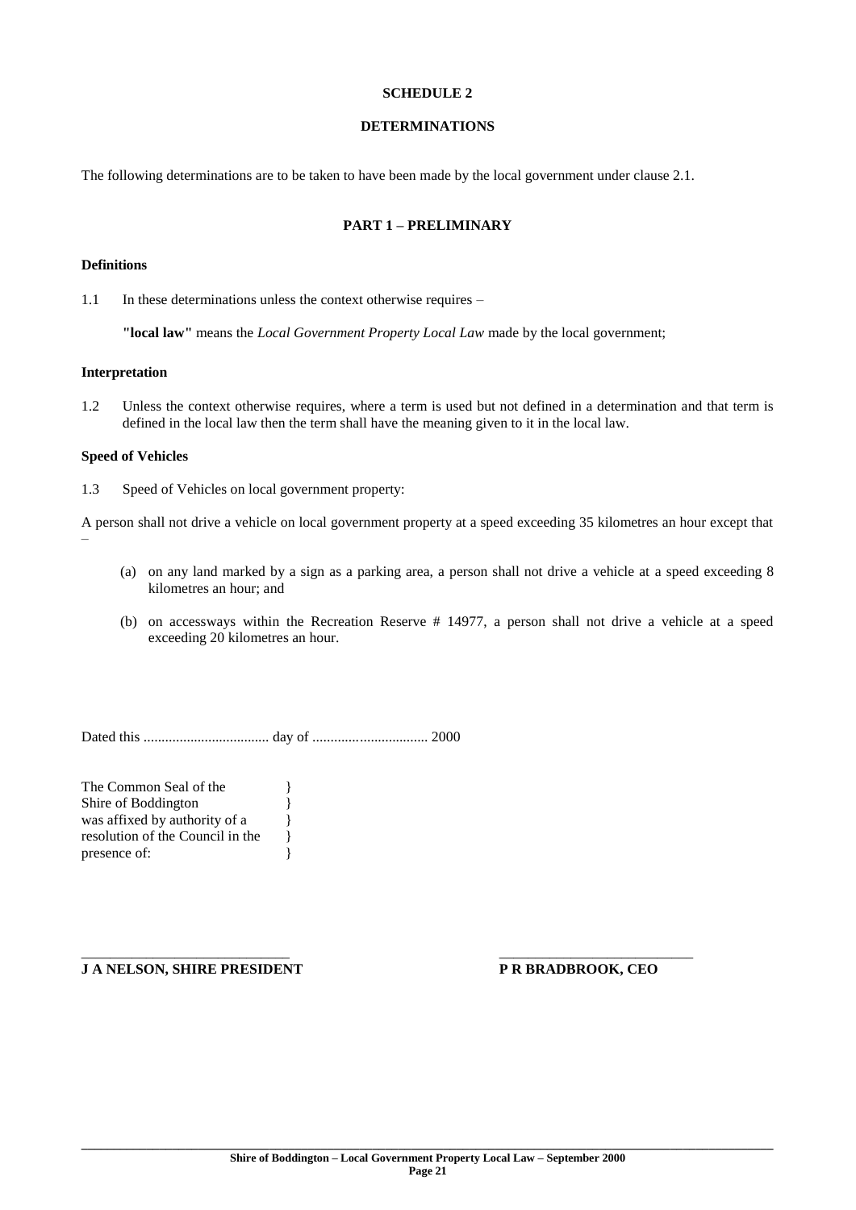# SCHEDULE 2

## DETERMINATIONS

The following determinations are to be taken to have been made by the local government under clause 2.1.

## PART 1 – PRELIMINARY

### Definitions

1.1 In these determinations unless the context otherwise requires –

**"local law"** means the *Local Government Property Local Law* made by the local government;

### Interpretation

1.2 Unless the context otherwise requires, where a term is used but not defined in a determination and that term is defined in the local law then the term shall have the meaning given to it in the local law.

### Speed of Vehicles

1.3 Speed of Vehicles on local government property:

A person shall not drive a vehicle on local government property at a speed exceeding 35 kilometres an hour except that –

(a) on any land marked by a sign as a parking area, a person shall not drive a vehicle at a speed exceeding 8 kilometres an hour; and

(b) on accessways within the Recreation Reserve # 14977, a person shall not drive a vehicle at a speed exceeding 20 kilometres an hour.

Dated this .................................. day of ............................... 2000

The Common Seal of the }
Shire of Boddington }
was affixed by authority of a }
resolution of the Council in the }
presence of: }

\_\_\_\_\_\_\_\_\_\_\_\_\_\_\_\_\_\_\_\_\_\_\_\_\_\_\_\_\_\_
**J A NELSON, SHIRE PRESIDENT**

\_\_\_\_\_\_\_\_\_\_\_\_\_\_\_\_\_\_\_\_\_\_\_\_\_\_\_\_\_\_
**P R BRADBROOK, CEO**